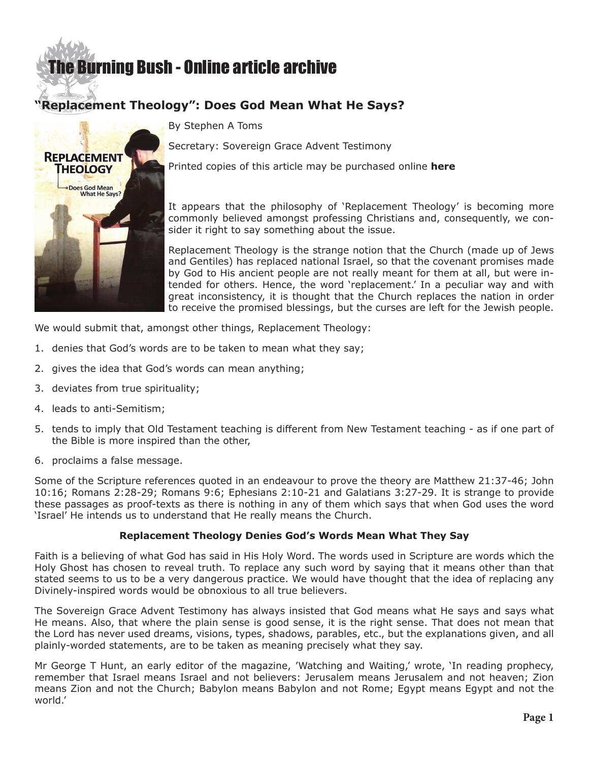# The Burning Bush - Online article archive

## "Replacement Theology": Does God Mean What He Says?

By Stephen A Toms

Secretary: Sovereign Grace Advent Testimony

Printed copies of this article may be purchased online **here**

It appears that the philosophy of 'Replacement Theology' is becoming more commonly believed amongst professing Christians and, consequently, we consider it right to say something about the issue.

Replacement Theology is the strange notion that the Church (made up of Jews and Gentiles) has replaced national Israel, so that the covenant promises made by God to His ancient people are not really meant for them at all, but were intended for others. Hence, the word 'replacement.' In a peculiar way and with great inconsistency, it is thought that the Church replaces the nation in order to receive the promised blessings, but the curses are left for the Jewish people.

We would submit that, amongst other things, Replacement Theology:

1. denies that God's words are to be taken to mean what they say;
2. gives the idea that God's words can mean anything;
3. deviates from true spirituality;
4. leads to anti-Semitism;
5. tends to imply that Old Testament teaching is different from New Testament teaching - as if one part of the Bible is more inspired than the other,
6. proclaims a false message.

Some of the Scripture references quoted in an endeavour to prove the theory are Matthew 21:37-46; John 10:16; Romans 2:28-29; Romans 9:6; Ephesians 2:10-21 and Galatians 3:27-29. It is strange to provide these passages as proof-texts as there is nothing in any of them which says that when God uses the word 'Israel' He intends us to understand that He really means the Church.

**Replacement Theology Denies God's Words Mean What They Say**

Faith is a believing of what God has said in His Holy Word. The words used in Scripture are words which the Holy Ghost has chosen to reveal truth. To replace any such word by saying that it means other than that stated seems to us to be a very dangerous practice. We would have thought that the idea of replacing any Divinely-inspired words would be obnoxious to all true believers.

The Sovereign Grace Advent Testimony has always insisted that God means what He says and says what He means. Also, that where the plain sense is good sense, it is the right sense. That does not mean that the Lord has never used dreams, visions, types, shadows, parables, etc., but the explanations given, and all plainly-worded statements, are to be taken as meaning precisely what they say.

Mr George T Hunt, an early editor of the magazine, 'Watching and Waiting,' wrote, 'In reading prophecy, remember that Israel means Israel and not believers: Jerusalem means Jerusalem and not heaven; Zion means Zion and not the Church; Babylon means Babylon and not Rome; Egypt means Egypt and not the world.'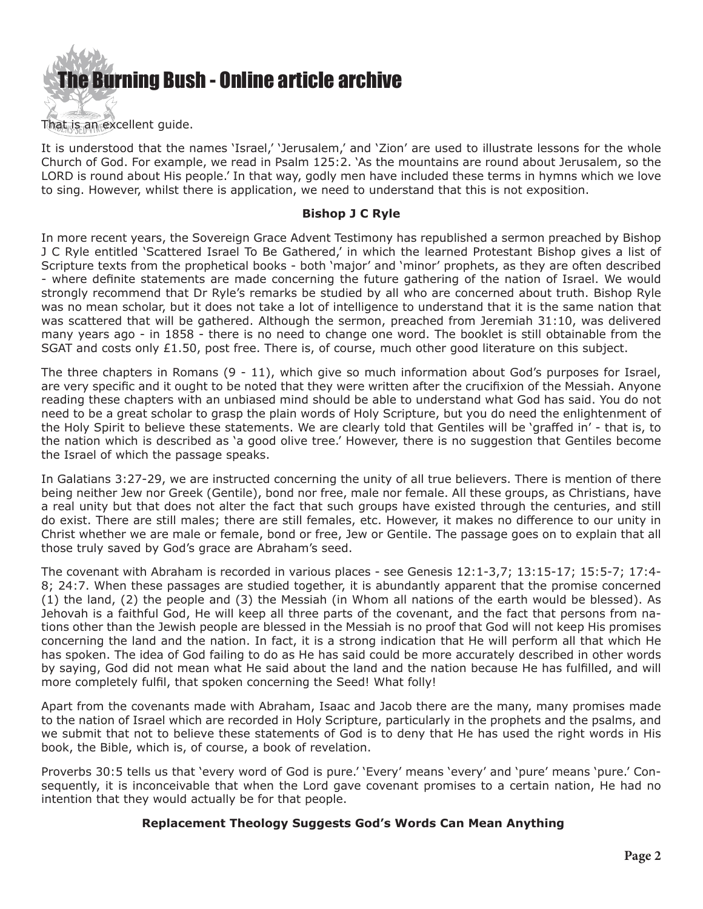That is an excellent guide.

It is understood that the names 'Israel,' 'Jerusalem,' and 'Zion' are used to illustrate lessons for the whole Church of God. For example, we read in Psalm 125:2. 'As the mountains are round about Jerusalem, so the LORD is round about His people.' In that way, godly men have included these terms in hymns which we love to sing. However, whilst there is application, we need to understand that this is not exposition.

**Bishop J C Ryle**

In more recent years, the Sovereign Grace Advent Testimony has republished a sermon preached by Bishop J C Ryle entitled 'Scattered Israel To Be Gathered,' in which the learned Protestant Bishop gives a list of Scripture texts from the prophetical books - both 'major' and 'minor' prophets, as they are often described - where definite statements are made concerning the future gathering of the nation of Israel. We would strongly recommend that Dr Ryle's remarks be studied by all who are concerned about truth. Bishop Ryle was no mean scholar, but it does not take a lot of intelligence to understand that it is the same nation that was scattered that will be gathered. Although the sermon, preached from Jeremiah 31:10, was delivered many years ago - in 1858 - there is no need to change one word. The booklet is still obtainable from the SGAT and costs only £1.50, post free. There is, of course, much other good literature on this subject.

The three chapters in Romans (9 - 11), which give so much information about God's purposes for Israel, are very specific and it ought to be noted that they were written after the crucifixion of the Messiah. Anyone reading these chapters with an unbiased mind should be able to understand what God has said. You do not need to be a great scholar to grasp the plain words of Holy Scripture, but you do need the enlightenment of the Holy Spirit to believe these statements. We are clearly told that Gentiles will be 'graffed in' - that is, to the nation which is described as 'a good olive tree.' However, there is no suggestion that Gentiles become the Israel of which the passage speaks.

In Galatians 3:27-29, we are instructed concerning the unity of all true believers. There is mention of there being neither Jew nor Greek (Gentile), bond nor free, male nor female. All these groups, as Christians, have a real unity but that does not alter the fact that such groups have existed through the centuries, and still do exist. There are still males; there are still females, etc. However, it makes no difference to our unity in Christ whether we are male or female, bond or free, Jew or Gentile. The passage goes on to explain that all those truly saved by God's grace are Abraham's seed.

The covenant with Abraham is recorded in various places - see Genesis 12:1-3,7; 13:15-17; 15:5-7; 17:4-8; 24:7. When these passages are studied together, it is abundantly apparent that the promise concerned (1) the land, (2) the people and (3) the Messiah (in Whom all nations of the earth would be blessed). As Jehovah is a faithful God, He will keep all three parts of the covenant, and the fact that persons from nations other than the Jewish people are blessed in the Messiah is no proof that God will not keep His promises concerning the land and the nation. In fact, it is a strong indication that He will perform all that which He has spoken. The idea of God failing to do as He has said could be more accurately described in other words by saying, God did not mean what He said about the land and the nation because He has fulfilled, and will more completely fulfil, that spoken concerning the Seed! What folly!

Apart from the covenants made with Abraham, Isaac and Jacob there are the many, many promises made to the nation of Israel which are recorded in Holy Scripture, particularly in the prophets and the psalms, and we submit that not to believe these statements of God is to deny that He has used the right words in His book, the Bible, which is, of course, a book of revelation.

Proverbs 30:5 tells us that 'every word of God is pure.' 'Every' means 'every' and 'pure' means 'pure.' Consequently, it is inconceivable that when the Lord gave covenant promises to a certain nation, He had no intention that they would actually be for that people.

**Replacement Theology Suggests God's Words Can Mean Anything**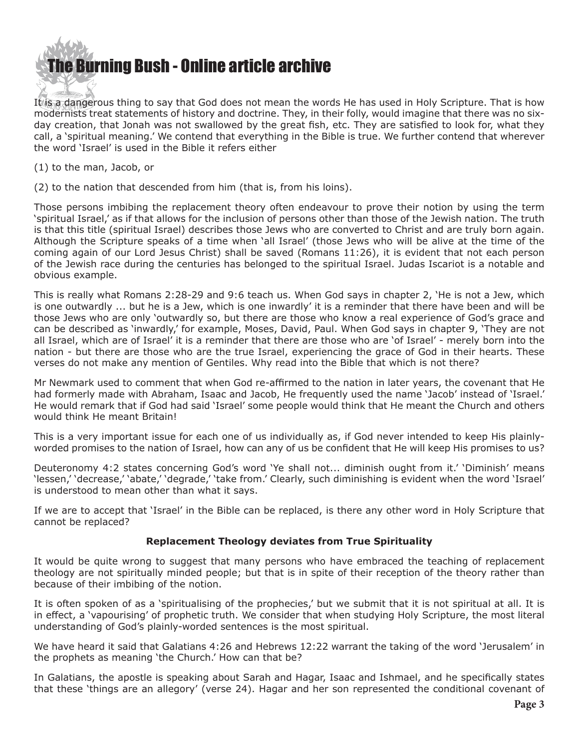It is a dangerous thing to say that God does not mean the words He has used in Holy Scripture. That is how modernists treat statements of history and doctrine. They, in their folly, would imagine that there was no six-day creation, that Jonah was not swallowed by the great fish, etc. They are satisfied to look for, what they call, a 'spiritual meaning.' We contend that everything in the Bible is true. We further contend that wherever the word 'Israel' is used in the Bible it refers either

(1) to the man, Jacob, or

(2) to the nation that descended from him (that is, from his loins).

Those persons imbibing the replacement theory often endeavour to prove their notion by using the term 'spiritual Israel,' as if that allows for the inclusion of persons other than those of the Jewish nation. The truth is that this title (spiritual Israel) describes those Jews who are converted to Christ and are truly born again. Although the Scripture speaks of a time when 'all Israel' (those Jews who will be alive at the time of the coming again of our Lord Jesus Christ) shall be saved (Romans 11:26), it is evident that not each person of the Jewish race during the centuries has belonged to the spiritual Israel. Judas Iscariot is a notable and obvious example.

This is really what Romans 2:28-29 and 9:6 teach us. When God says in chapter 2, 'He is not a Jew, which is one outwardly ... but he is a Jew, which is one inwardly' it is a reminder that there have been and will be those Jews who are only 'outwardly so, but there are those who know a real experience of God's grace and can be described as 'inwardly,' for example, Moses, David, Paul. When God says in chapter 9, 'They are not all Israel, which are of Israel' it is a reminder that there are those who are 'of Israel' - merely born into the nation - but there are those who are the true Israel, experiencing the grace of God in their hearts. These verses do not make any mention of Gentiles. Why read into the Bible that which is not there?

Mr Newmark used to comment that when God re-affirmed to the nation in later years, the covenant that He had formerly made with Abraham, Isaac and Jacob, He frequently used the name 'Jacob' instead of 'Israel.' He would remark that if God had said 'Israel' some people would think that He meant the Church and others would think He meant Britain!

This is a very important issue for each one of us individually as, if God never intended to keep His plainly-worded promises to the nation of Israel, how can any of us be confident that He will keep His promises to us?

Deuteronomy 4:2 states concerning God's word 'Ye shall not... diminish ought from it.' 'Diminish' means 'lessen,' 'decrease,' 'abate,' 'degrade,' 'take from.' Clearly, such diminishing is evident when the word 'Israel' is understood to mean other than what it says.

If we are to accept that 'Israel' in the Bible can be replaced, is there any other word in Holy Scripture that cannot be replaced?

### Replacement Theology deviates from True Spirituality

It would be quite wrong to suggest that many persons who have embraced the teaching of replacement theology are not spiritually minded people; but that is in spite of their reception of the theory rather than because of their imbibing of the notion.

It is often spoken of as a 'spiritualising of the prophecies,' but we submit that it is not spiritual at all. It is in effect, a 'vapourising' of prophetic truth. We consider that when studying Holy Scripture, the most literal understanding of God's plainly-worded sentences is the most spiritual.

We have heard it said that Galatians 4:26 and Hebrews 12:22 warrant the taking of the word 'Jerusalem' in the prophets as meaning 'the Church.' How can that be?

In Galatians, the apostle is speaking about Sarah and Hagar, Isaac and Ishmael, and he specifically states that these 'things are an allegory' (verse 24). Hagar and her son represented the conditional covenant of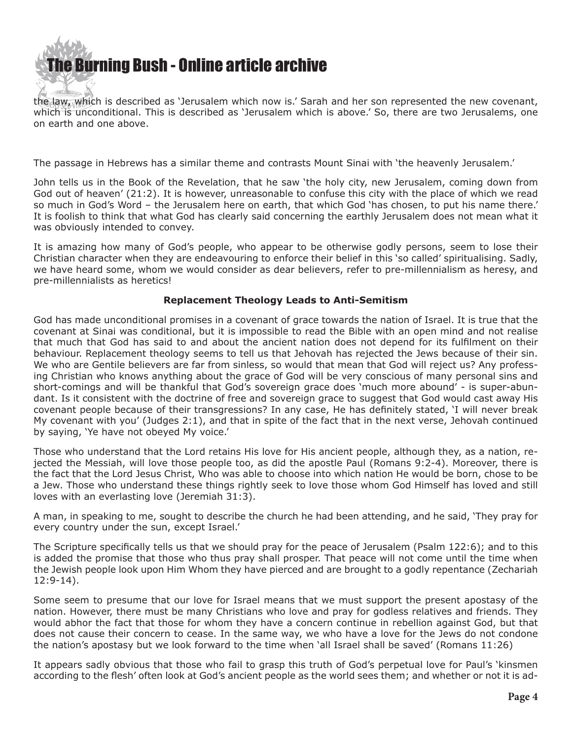the law, which is described as 'Jerusalem which now is.' Sarah and her son represented the new covenant, which is unconditional. This is described as 'Jerusalem which is above.' So, there are two Jerusalems, one on earth and one above.

The passage in Hebrews has a similar theme and contrasts Mount Sinai with 'the heavenly Jerusalem.'

John tells us in the Book of the Revelation, that he saw 'the holy city, new Jerusalem, coming down from God out of heaven' (21:2). It is however, unreasonable to confuse this city with the place of which we read so much in God's Word – the Jerusalem here on earth, that which God 'has chosen, to put his name there.' It is foolish to think that what God has clearly said concerning the earthly Jerusalem does not mean what it was obviously intended to convey.

It is amazing how many of God's people, who appear to be otherwise godly persons, seem to lose their Christian character when they are endeavouring to enforce their belief in this 'so called' spiritualising. Sadly, we have heard some, whom we would consider as dear believers, refer to pre-millennialism as heresy, and pre-millennialists as heretics!

**Replacement Theology Leads to Anti-Semitism**

God has made unconditional promises in a covenant of grace towards the nation of Israel. It is true that the covenant at Sinai was conditional, but it is impossible to read the Bible with an open mind and not realise that much that God has said to and about the ancient nation does not depend for its fulfilment on their behaviour. Replacement theology seems to tell us that Jehovah has rejected the Jews because of their sin. We who are Gentile believers are far from sinless, so would that mean that God will reject us? Any professing Christian who knows anything about the grace of God will be very conscious of many personal sins and short-comings and will be thankful that God's sovereign grace does 'much more abound' - is super-abundant. Is it consistent with the doctrine of free and sovereign grace to suggest that God would cast away His covenant people because of their transgressions? In any case, He has definitely stated, 'I will never break My covenant with you' (Judges 2:1), and that in spite of the fact that in the next verse, Jehovah continued by saying, 'Ye have not obeyed My voice.'

Those who understand that the Lord retains His love for His ancient people, although they, as a nation, rejected the Messiah, will love those people too, as did the apostle Paul (Romans 9:2-4). Moreover, there is the fact that the Lord Jesus Christ, Who was able to choose into which nation He would be born, chose to be a Jew. Those who understand these things rightly seek to love those whom God Himself has loved and still loves with an everlasting love (Jeremiah 31:3).

A man, in speaking to me, sought to describe the church he had been attending, and he said, 'They pray for every country under the sun, except Israel.'

The Scripture specifically tells us that we should pray for the peace of Jerusalem (Psalm 122:6); and to this is added the promise that those who thus pray shall prosper. That peace will not come until the time when the Jewish people look upon Him Whom they have pierced and are brought to a godly repentance (Zechariah 12:9-14).

Some seem to presume that our love for Israel means that we must support the present apostasy of the nation. However, there must be many Christians who love and pray for godless relatives and friends. They would abhor the fact that those for whom they have a concern continue in rebellion against God, but that does not cause their concern to cease. In the same way, we who have a love for the Jews do not condone the nation's apostasy but we look forward to the time when 'all Israel shall be saved' (Romans 11:26)

It appears sadly obvious that those who fail to grasp this truth of God's perpetual love for Paul's 'kinsmen according to the flesh' often look at God's ancient people as the world sees them; and whether or not it is ad-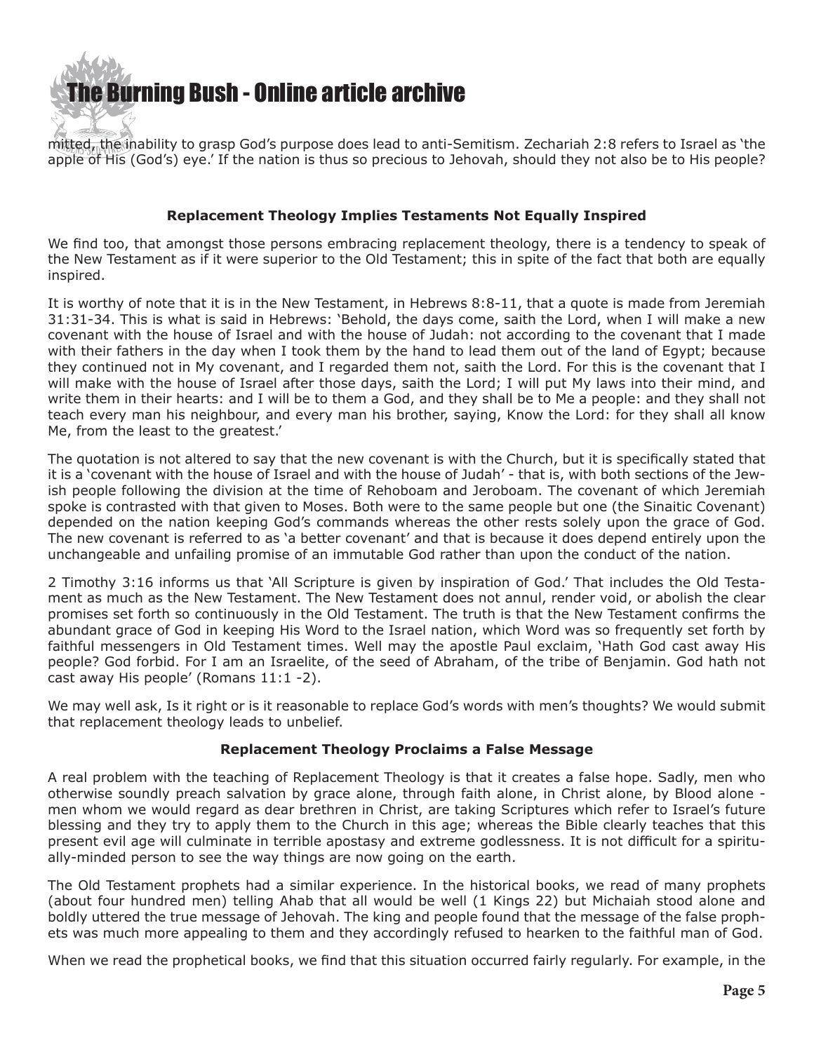mitted, the inability to grasp God's purpose does lead to anti-Semitism. Zechariah 2:8 refers to Israel as 'the apple of His (God's) eye.' If the nation is thus so precious to Jehovah, should they not also be to His people?

**Replacement Theology Implies Testaments Not Equally Inspired**

We find too, that amongst those persons embracing replacement theology, there is a tendency to speak of the New Testament as if it were superior to the Old Testament; this in spite of the fact that both are equally inspired.

It is worthy of note that it is in the New Testament, in Hebrews 8:8-11, that a quote is made from Jeremiah 31:31-34. This is what is said in Hebrews: 'Behold, the days come, saith the Lord, when I will make a new covenant with the house of Israel and with the house of Judah: not according to the covenant that I made with their fathers in the day when I took them by the hand to lead them out of the land of Egypt; because they continued not in My covenant, and I regarded them not, saith the Lord. For this is the covenant that I will make with the house of Israel after those days, saith the Lord; I will put My laws into their mind, and write them in their hearts: and I will be to them a God, and they shall be to Me a people: and they shall not teach every man his neighbour, and every man his brother, saying, Know the Lord: for they shall all know Me, from the least to the greatest.'

The quotation is not altered to say that the new covenant is with the Church, but it is specifically stated that it is a 'covenant with the house of Israel and with the house of Judah' - that is, with both sections of the Jewish people following the division at the time of Rehoboam and Jeroboam. The covenant of which Jeremiah spoke is contrasted with that given to Moses. Both were to the same people but one (the Sinaitic Covenant) depended on the nation keeping God's commands whereas the other rests solely upon the grace of God. The new covenant is referred to as 'a better covenant' and that is because it does depend entirely upon the unchangeable and unfailing promise of an immutable God rather than upon the conduct of the nation.

2 Timothy 3:16 informs us that 'All Scripture is given by inspiration of God.' That includes the Old Testament as much as the New Testament. The New Testament does not annul, render void, or abolish the clear promises set forth so continuously in the Old Testament. The truth is that the New Testament confirms the abundant grace of God in keeping His Word to the Israel nation, which Word was so frequently set forth by faithful messengers in Old Testament times. Well may the apostle Paul exclaim, 'Hath God cast away His people? God forbid. For I am an Israelite, of the seed of Abraham, of the tribe of Benjamin. God hath not cast away His people' (Romans 11:1 -2).

We may well ask, Is it right or is it reasonable to replace God's words with men's thoughts? We would submit that replacement theology leads to unbelief.

**Replacement Theology Proclaims a False Message**

A real problem with the teaching of Replacement Theology is that it creates a false hope. Sadly, men who otherwise soundly preach salvation by grace alone, through faith alone, in Christ alone, by Blood alone - men whom we would regard as dear brethren in Christ, are taking Scriptures which refer to Israel's future blessing and they try to apply them to the Church in this age; whereas the Bible clearly teaches that this present evil age will culminate in terrible apostasy and extreme godlessness. It is not difficult for a spiritually-minded person to see the way things are now going on the earth.

The Old Testament prophets had a similar experience. In the historical books, we read of many prophets (about four hundred men) telling Ahab that all would be well (1 Kings 22) but Michaiah stood alone and boldly uttered the true message of Jehovah. The king and people found that the message of the false prophets was much more appealing to them and they accordingly refused to hearken to the faithful man of God.

When we read the prophetical books, we find that this situation occurred fairly regularly. For example, in the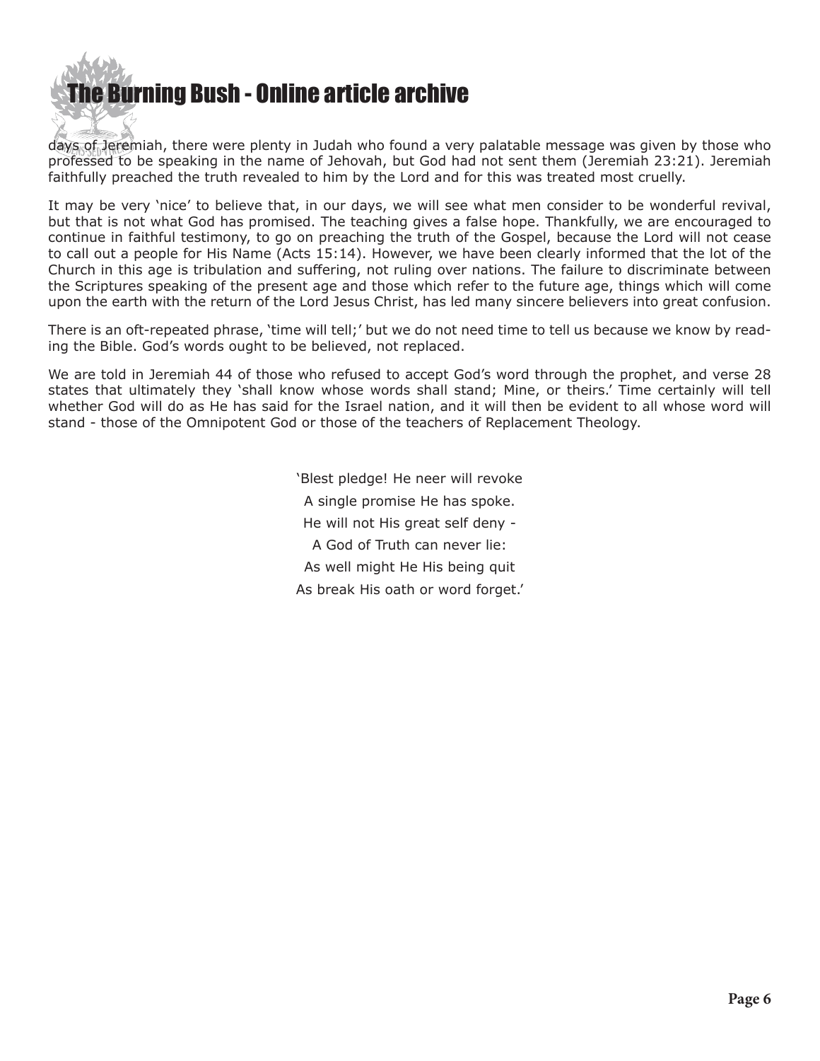days of Jeremiah, there were plenty in Judah who found a very palatable message was given by those who professed to be speaking in the name of Jehovah, but God had not sent them (Jeremiah 23:21). Jeremiah faithfully preached the truth revealed to him by the Lord and for this was treated most cruelly.

It may be very 'nice' to believe that, in our days, we will see what men consider to be wonderful revival, but that is not what God has promised. The teaching gives a false hope. Thankfully, we are encouraged to continue in faithful testimony, to go on preaching the truth of the Gospel, because the Lord will not cease to call out a people for His Name (Acts 15:14). However, we have been clearly informed that the lot of the Church in this age is tribulation and suffering, not ruling over nations. The failure to discriminate between the Scriptures speaking of the present age and those which refer to the future age, things which will come upon the earth with the return of the Lord Jesus Christ, has led many sincere believers into great confusion.

There is an oft-repeated phrase, 'time will tell;' but we do not need time to tell us because we know by reading the Bible. God's words ought to be believed, not replaced.

We are told in Jeremiah 44 of those who refused to accept God's word through the prophet, and verse 28 states that ultimately they 'shall know whose words shall stand; Mine, or theirs.' Time certainly will tell whether God will do as He has said for the Israel nation, and it will then be evident to all whose word will stand - those of the Omnipotent God or those of the teachers of Replacement Theology.

'Blest pledge! He neer will revoke  
A single promise He has spoke.  
He will not His great self deny -  
A God of Truth can never lie:  
As well might He His being quit  
As break His oath or word forget.'